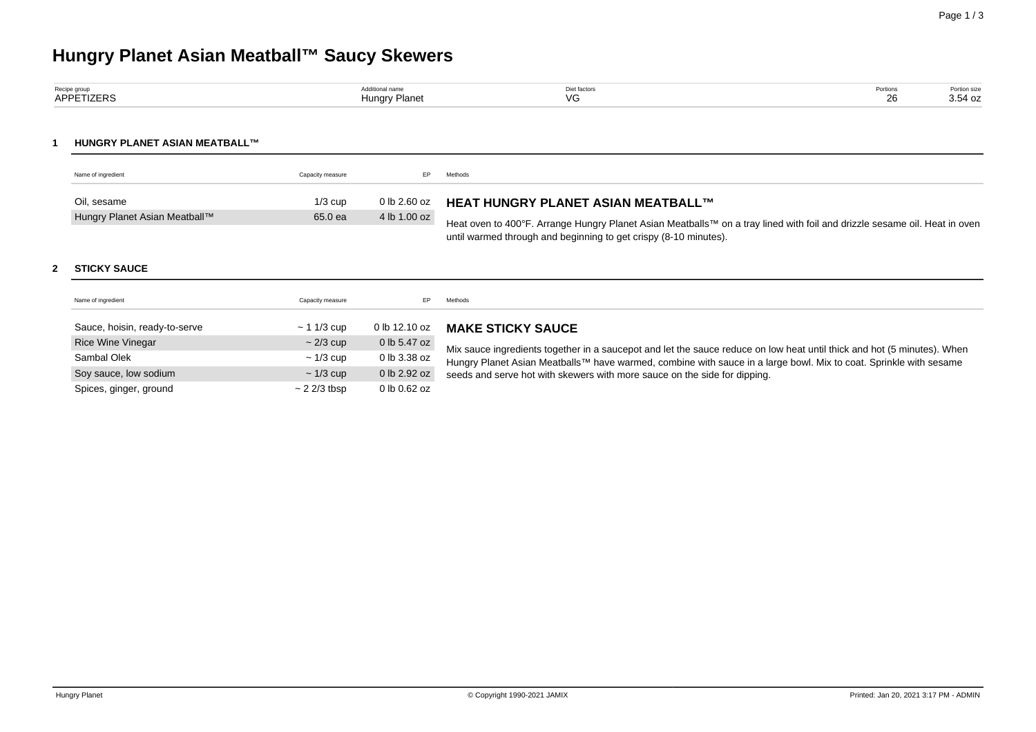# Hungry Planet Asian Meatball™ Saucy Skewers

| Recipe group | Additional name | Diet factors | Portions | Portion size |
|---|---|---|---|---|
| APPETIZERS | Hungry Planet | VG | 26 | 3.54 oz |

## 1 HUNGRY PLANET ASIAN MEATBALL™

| Name of ingredient | Capacity measure | EP |
|---|---|---|
| Oil, sesame | 1/3 cup | 0 lb 2.60 oz |
| Hungry Planet Asian Meatball™ | 65.0 ea | 4 lb 1.00 oz |

**Methods**

### HEAT HUNGRY PLANET ASIAN MEATBALL™

Heat oven to 400°F. Arrange Hungry Planet Asian Meatballs™ on a tray lined with foil and drizzle sesame oil. Heat in oven until warmed through and beginning to get crispy (8-10 minutes).

## 2 STICKY SAUCE

| Name of ingredient | Capacity measure | EP |
|---|---|---|
| Sauce, hoisin, ready-to-serve | ~ 1 1/3 cup | 0 lb 12.10 oz |
| Rice Wine Vinegar | ~ 2/3 cup | 0 lb 5.47 oz |
| Sambal Olek | ~ 1/3 cup | 0 lb 3.38 oz |
| Soy sauce, low sodium | ~ 1/3 cup | 0 lb 2.92 oz |
| Spices, ginger, ground | ~ 2 2/3 tbsp | 0 lb 0.62 oz |

**Methods**

### MAKE STICKY SAUCE

Mix sauce ingredients together in a saucepot and let the sauce reduce on low heat until thick and hot (5 minutes). When Hungry Planet Asian Meatballs™ have warmed, combine with sauce in a large bowl. Mix to coat. Sprinkle with sesame seeds and serve hot with skewers with more sauce on the side for dipping.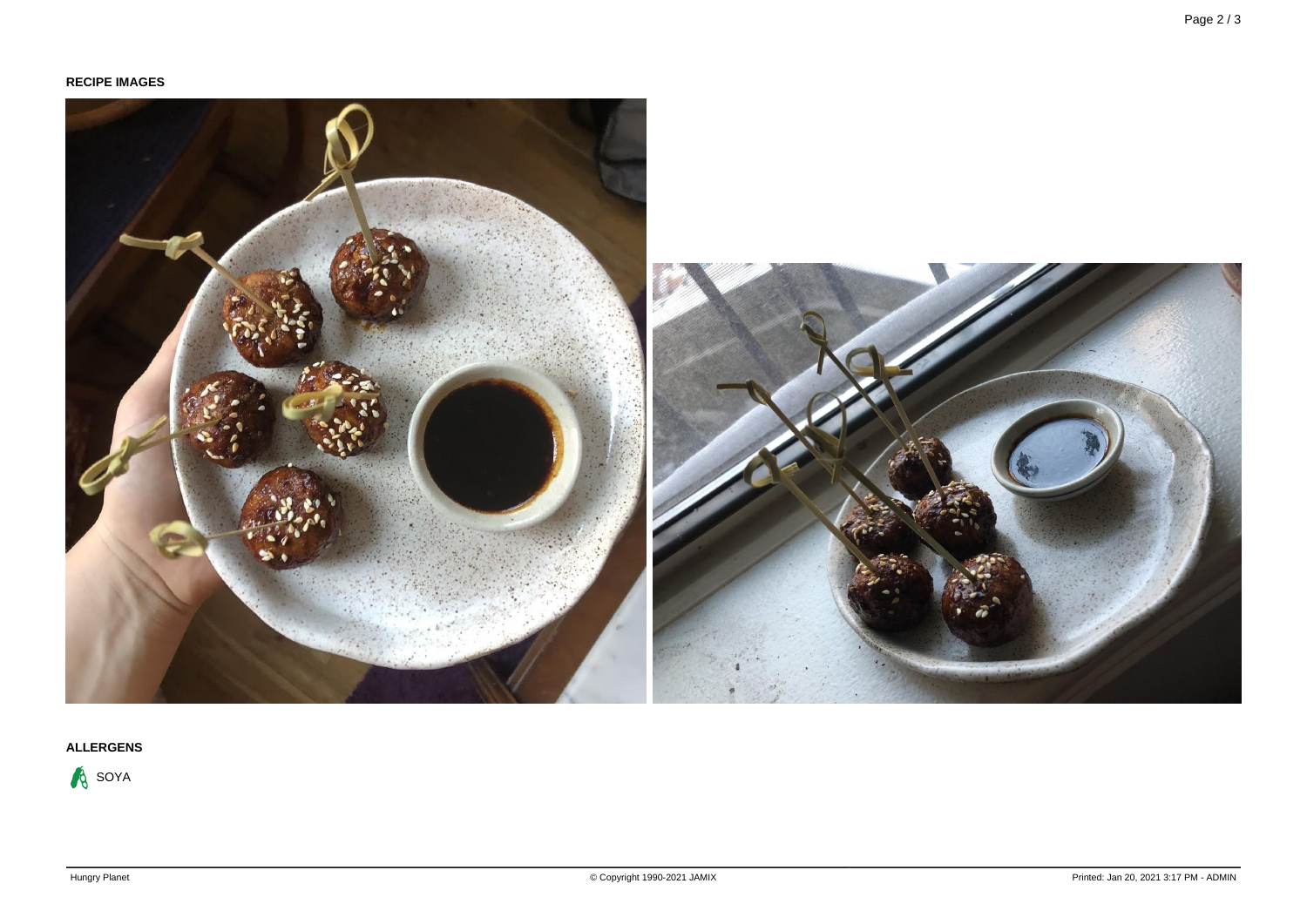**RECIPE IMAGES**

**ALLERGENS**

SOYA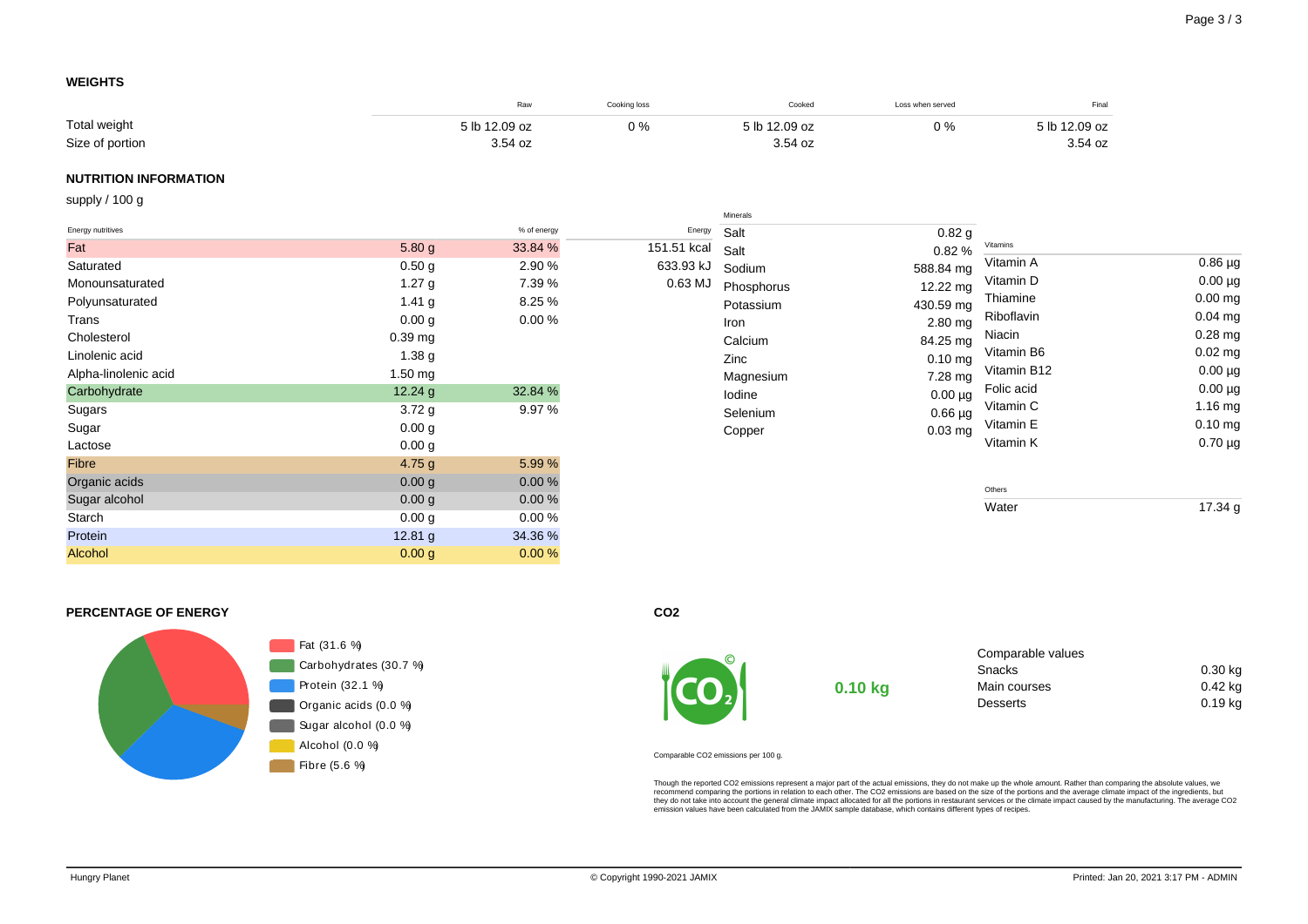## WEIGHTS

| | Raw | Cooking loss | Cooked | Loss when served | Final |
|---|---|---|---|---|---|
| Total weight | 5 lb 12.09 oz | 0 % | 5 lb 12.09 oz | 0 % | 5 lb 12.09 oz |
| Size of portion | 3.54 oz | | 3.54 oz | | 3.54 oz |

## NUTRITION INFORMATION

supply / 100 g

| Energy nutritives | | % of energy |
|---|---|---|
| Fat | 5.80 g | 33.84 % |
| Saturated | 0.50 g | 2.90 % |
| Monounsaturated | 1.27 g | 7.39 % |
| Polyunsaturated | 1.41 g | 8.25 % |
| Trans | 0.00 g | 0.00 % |
| Cholesterol | 0.39 mg | |
| Linolenic acid | 1.38 g | |
| Alpha-linolenic acid | 1.50 mg | |
| Carbohydrate | 12.24 g | 32.84 % |
| Sugars | 3.72 g | 9.97 % |
| Sugar | 0.00 g | |
| Lactose | 0.00 g | |
| Fibre | 4.75 g | 5.99 % |
| Organic acids | 0.00 g | 0.00 % |
| Sugar alcohol | 0.00 g | 0.00 % |
| Starch | 0.00 g | 0.00 % |
| Protein | 12.81 g | 34.36 % |
| Alcohol | 0.00 g | 0.00 % |

| Energy | |
|---|---|
| | 151.51 kcal |
| | 633.93 kJ |
| | 0.63 MJ |

| Minerals | |
|---|---|
| Salt | 0.82 g |
| Salt | 0.82 % |
| Sodium | 588.84 mg |
| Phosphorus | 12.22 mg |
| Potassium | 430.59 mg |
| Iron | 2.80 mg |
| Calcium | 84.25 mg |
| Zinc | 0.10 mg |
| Magnesium | 7.28 mg |
| Iodine | 0.00 µg |
| Selenium | 0.66 µg |
| Copper | 0.03 mg |

| Vitamins | |
|---|---|
| Vitamin A | 0.86 µg |
| Vitamin D | 0.00 µg |
| Thiamine | 0.00 mg |
| Riboflavin | 0.04 mg |
| Niacin | 0.28 mg |
| Vitamin B6 | 0.02 mg |
| Vitamin B12 | 0.00 µg |
| Folic acid | 0.00 µg |
| Vitamin C | 1.16 mg |
| Vitamin E | 0.10 mg |
| Vitamin K | 0.70 µg |

| Others | |
|---|---|
| Water | 17.34 g |

## PERCENTAGE OF ENERGY

Fat (31.6 %)
Carbohydrates (30.7 %)
Protein (32.1 %)
Organic acids (0.0 %)
Sugar alcohol (0.0 %)
Alcohol (0.0 %)
Fibre (5.6 %)

## CO2

0.10 kg

| Comparable values | |
|---|---|
| Snacks | 0.30 kg |
| Main courses | 0.42 kg |
| Desserts | 0.19 kg |

Comparable $CO_2$ emissions per 100 g.

Though the reported $CO_2$ emissions represent a major part of the actual emissions, they do not make up the whole amount. Rather than comparing the absolute values, we recommend comparing the portions in relation to each other. The $CO_2$ emissions are based on the size of the portions and the average climate impact of the ingredients, but they do not take into account the general climate impact allocated for all the portions in restaurant services or the climate impact caused by the manufacturing. The average $CO_2$ emission values have been calculated from the JAMIX sample database, which contains different types of recipes.

Hungry Planet © Copyright 1990-2021 JAMIX Printed: Jan 20, 2021 3:17 PM - ADMIN